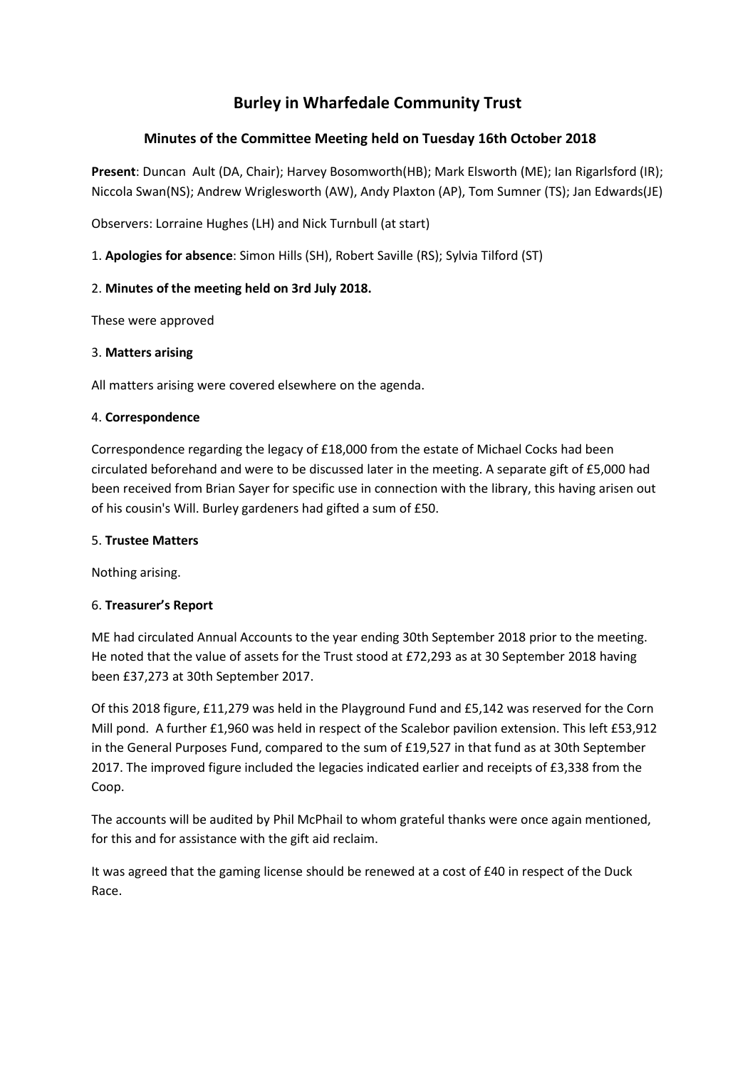# Burley in Wharfedale Community Trust

## Minutes of the Committee Meeting held on Tuesday 16th October 2018

**Present**: Duncan Ault (DA, Chair); Harvey Bosomworth(HB); Mark Elsworth (ME); Ian Rigarlsford (IR); Niccola Swan(NS); Andrew Wriglesworth (AW), Andy Plaxton (AP), Tom Sumner (TS); Jan Edwards(JE)

Observers: Lorraine Hughes (LH) and Nick Turnbull (at start)

1. **Apologies for absence**: Simon Hills (SH), Robert Saville (RS); Sylvia Tilford (ST)

2. **Minutes of the meeting held on 3rd July 2018.**

These were approved

3. **Matters arising**

All matters arising were covered elsewhere on the agenda.

4. **Correspondence**

Correspondence regarding the legacy of £18,000 from the estate of Michael Cocks had been circulated beforehand and were to be discussed later in the meeting. A separate gift of £5,000 had been received from Brian Sayer for specific use in connection with the library, this having arisen out of his cousin's Will. Burley gardeners had gifted a sum of £50.

5. **Trustee Matters**

Nothing arising.

6. **Treasurer's Report**

ME had circulated Annual Accounts to the year ending 30th September 2018 prior to the meeting. He noted that the value of assets for the Trust stood at £72,293 as at 30 September 2018 having been £37,273 at 30th September 2017.

Of this 2018 figure, £11,279 was held in the Playground Fund and £5,142 was reserved for the Corn Mill pond. A further £1,960 was held in respect of the Scalebor pavilion extension. This left £53,912 in the General Purposes Fund, compared to the sum of £19,527 in that fund as at 30th September 2017. The improved figure included the legacies indicated earlier and receipts of £3,338 from the Coop.

The accounts will be audited by Phil McPhail to whom grateful thanks were once again mentioned, for this and for assistance with the gift aid reclaim.

It was agreed that the gaming license should be renewed at a cost of £40 in respect of the Duck Race.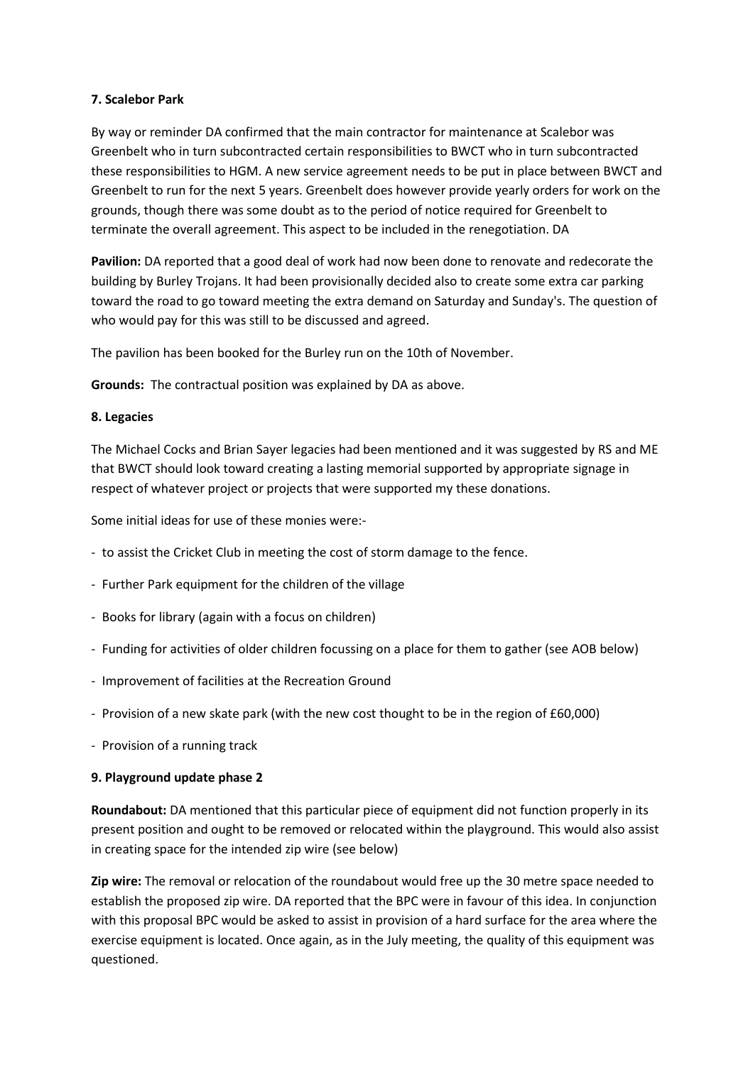**7. Scalebor Park**

By way or reminder DA confirmed that the main contractor for maintenance at Scalebor was Greenbelt who in turn subcontracted certain responsibilities to BWCT who in turn subcontracted these responsibilities to HGM. A new service agreement needs to be put in place between BWCT and Greenbelt to run for the next 5 years. Greenbelt does however provide yearly orders for work on the grounds, though there was some doubt as to the period of notice required for Greenbelt to terminate the overall agreement. This aspect to be included in the renegotiation. DA

**Pavilion:** DA reported that a good deal of work had now been done to renovate and redecorate the building by Burley Trojans. It had been provisionally decided also to create some extra car parking toward the road to go toward meeting the extra demand on Saturday and Sunday's. The question of who would pay for this was still to be discussed and agreed.

The pavilion has been booked for the Burley run on the 10th of November.

**Grounds:** The contractual position was explained by DA as above.

**8. Legacies**

The Michael Cocks and Brian Sayer legacies had been mentioned and it was suggested by RS and ME that BWCT should look toward creating a lasting memorial supported by appropriate signage in respect of whatever project or projects that were supported my these donations.

Some initial ideas for use of these monies were:-

- to assist the Cricket Club in meeting the cost of storm damage to the fence.
- Further Park equipment for the children of the village
- Books for library (again with a focus on children)
- Funding for activities of older children focussing on a place for them to gather (see AOB below)
- Improvement of facilities at the Recreation Ground
- Provision of a new skate park (with the new cost thought to be in the region of £60,000)
- Provision of a running track

**9. Playground update phase 2**

**Roundabout:** DA mentioned that this particular piece of equipment did not function properly in its present position and ought to be removed or relocated within the playground. This would also assist in creating space for the intended zip wire (see below)

**Zip wire:** The removal or relocation of the roundabout would free up the 30 metre space needed to establish the proposed zip wire. DA reported that the BPC were in favour of this idea. In conjunction with this proposal BPC would be asked to assist in provision of a hard surface for the area where the exercise equipment is located. Once again, as in the July meeting, the quality of this equipment was questioned.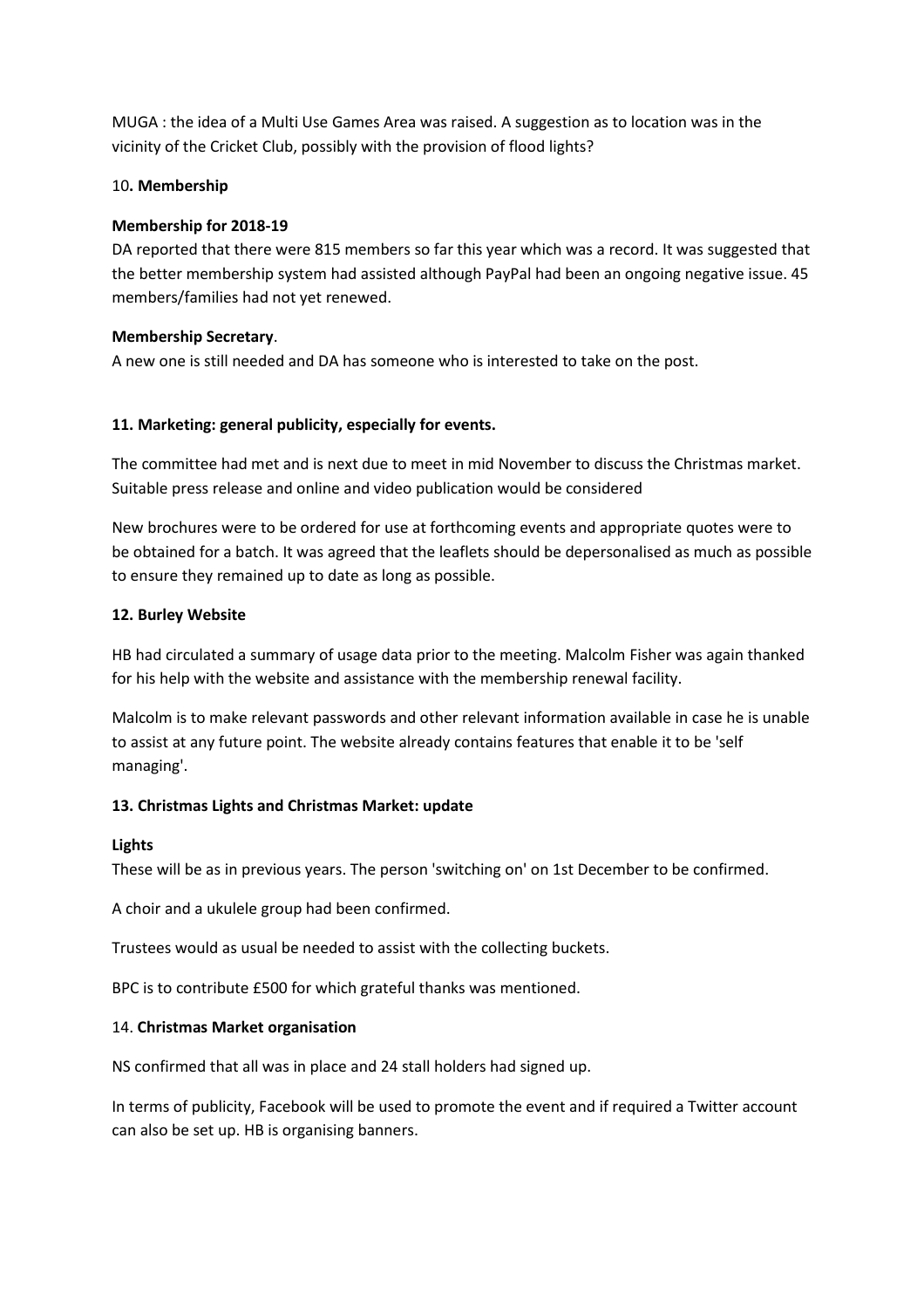MUGA : the idea of a Multi Use Games Area was raised. A suggestion as to location was in the vicinity of the Cricket Club, possibly with the provision of flood lights?

10**. Membership**

**Membership for 2018-19**
DA reported that there were 815 members so far this year which was a record. It was suggested that the better membership system had assisted although PayPal had been an ongoing negative issue. 45 members/families had not yet renewed.

**Membership Secretary**.
A new one is still needed and DA has someone who is interested to take on the post.

**11. Marketing: general publicity, especially for events.**

The committee had met and is next due to meet in mid November to discuss the Christmas market. Suitable press release and online and video publication would be considered

New brochures were to be ordered for use at forthcoming events and appropriate quotes were to be obtained for a batch. It was agreed that the leaflets should be depersonalised as much as possible to ensure they remained up to date as long as possible.

**12. Burley Website**

HB had circulated a summary of usage data prior to the meeting. Malcolm Fisher was again thanked for his help with the website and assistance with the membership renewal facility.

Malcolm is to make relevant passwords and other relevant information available in case he is unable to assist at any future point. The website already contains features that enable it to be 'self managing'.

**13. Christmas Lights and Christmas Market: update**

**Lights**
These will be as in previous years. The person 'switching on' on 1st December to be confirmed.

A choir and a ukulele group had been confirmed.

Trustees would as usual be needed to assist with the collecting buckets.

BPC is to contribute £500 for which grateful thanks was mentioned.

14. **Christmas Market organisation**

NS confirmed that all was in place and 24 stall holders had signed up.

In terms of publicity, Facebook will be used to promote the event and if required a Twitter account can also be set up. HB is organising banners.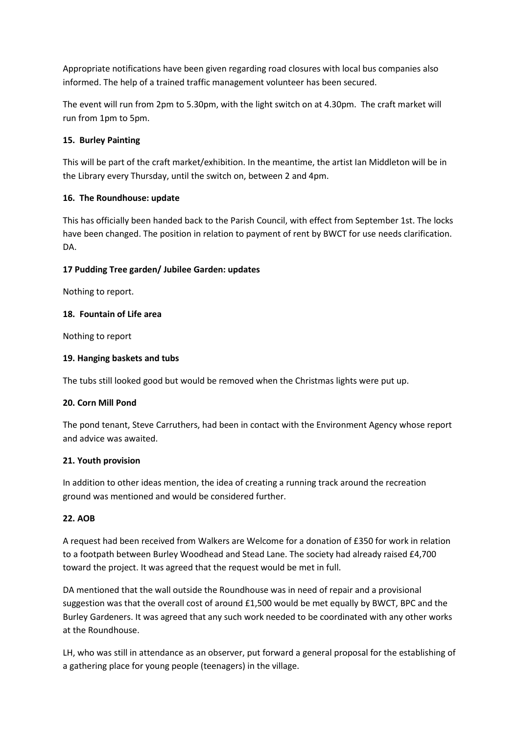Appropriate notifications have been given regarding road closures with local bus companies also informed. The help of a trained traffic management volunteer has been secured.

The event will run from 2pm to 5.30pm, with the light switch on at 4.30pm. The craft market will run from 1pm to 5pm.

**15. Burley Painting**

This will be part of the craft market/exhibition. In the meantime, the artist Ian Middleton will be in the Library every Thursday, until the switch on, between 2 and 4pm.

**16. The Roundhouse: update**

This has officially been handed back to the Parish Council, with effect from September 1st. The locks have been changed. The position in relation to payment of rent by BWCT for use needs clarification. DA.

**17 Pudding Tree garden/ Jubilee Garden: updates**

Nothing to report.

**18. Fountain of Life area**

Nothing to report

**19. Hanging baskets and tubs**

The tubs still looked good but would be removed when the Christmas lights were put up.

**20. Corn Mill Pond**

The pond tenant, Steve Carruthers, had been in contact with the Environment Agency whose report and advice was awaited.

**21. Youth provision**

In addition to other ideas mention, the idea of creating a running track around the recreation ground was mentioned and would be considered further.

**22. AOB**

A request had been received from Walkers are Welcome for a donation of £350 for work in relation to a footpath between Burley Woodhead and Stead Lane. The society had already raised £4,700 toward the project. It was agreed that the request would be met in full.

DA mentioned that the wall outside the Roundhouse was in need of repair and a provisional suggestion was that the overall cost of around £1,500 would be met equally by BWCT, BPC and the Burley Gardeners. It was agreed that any such work needed to be coordinated with any other works at the Roundhouse.

LH, who was still in attendance as an observer, put forward a general proposal for the establishing of a gathering place for young people (teenagers) in the village.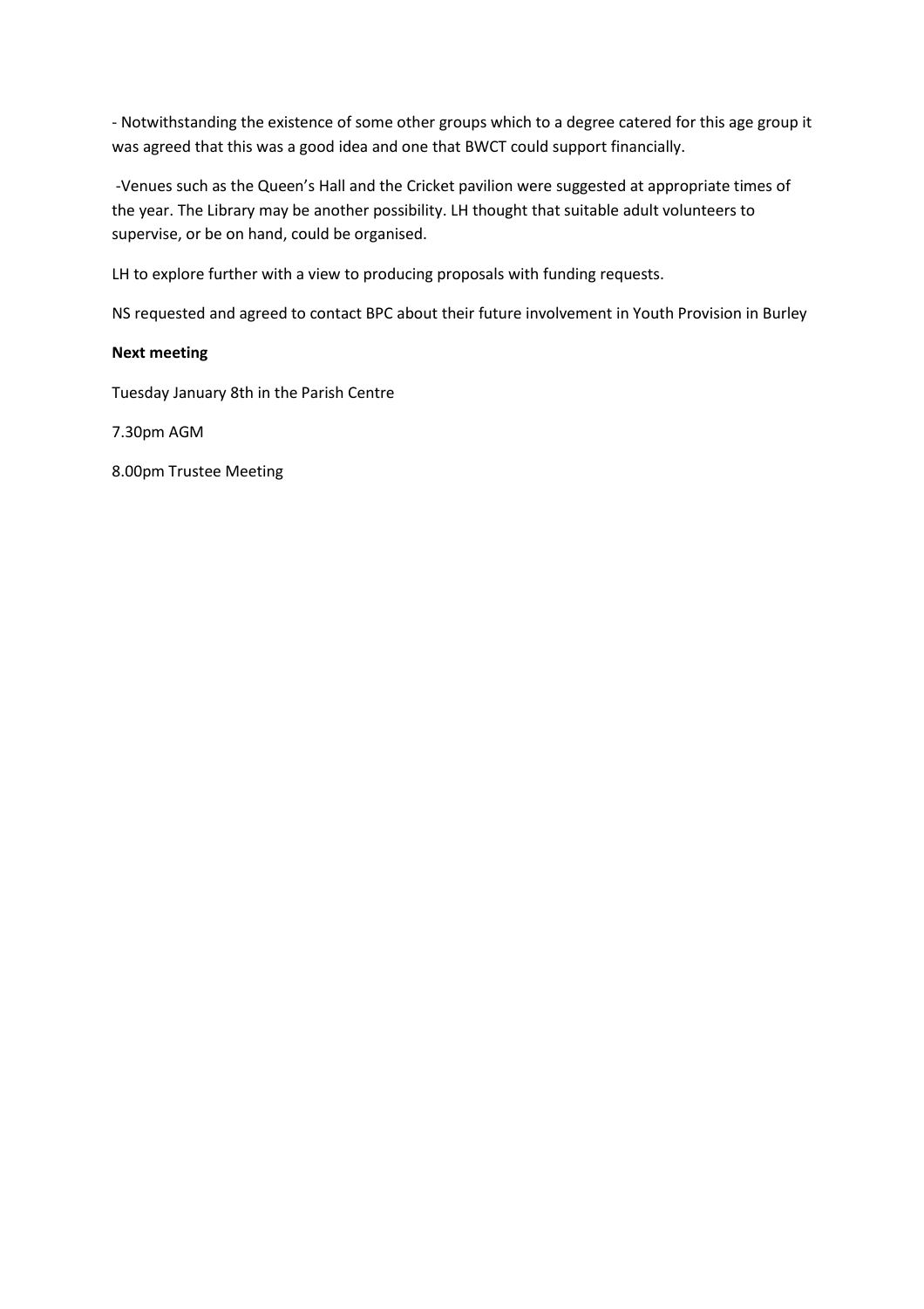- Notwithstanding the existence of some other groups which to a degree catered for this age group it was agreed that this was a good idea and one that BWCT could support financially.

-Venues such as the Queen's Hall and the Cricket pavilion were suggested at appropriate times of the year. The Library may be another possibility. LH thought that suitable adult volunteers to supervise, or be on hand, could be organised.

LH to explore further with a view to producing proposals with funding requests.

NS requested and agreed to contact BPC about their future involvement in Youth Provision in Burley

**Next meeting**

Tuesday January 8th in the Parish Centre

7.30pm AGM

8.00pm Trustee Meeting